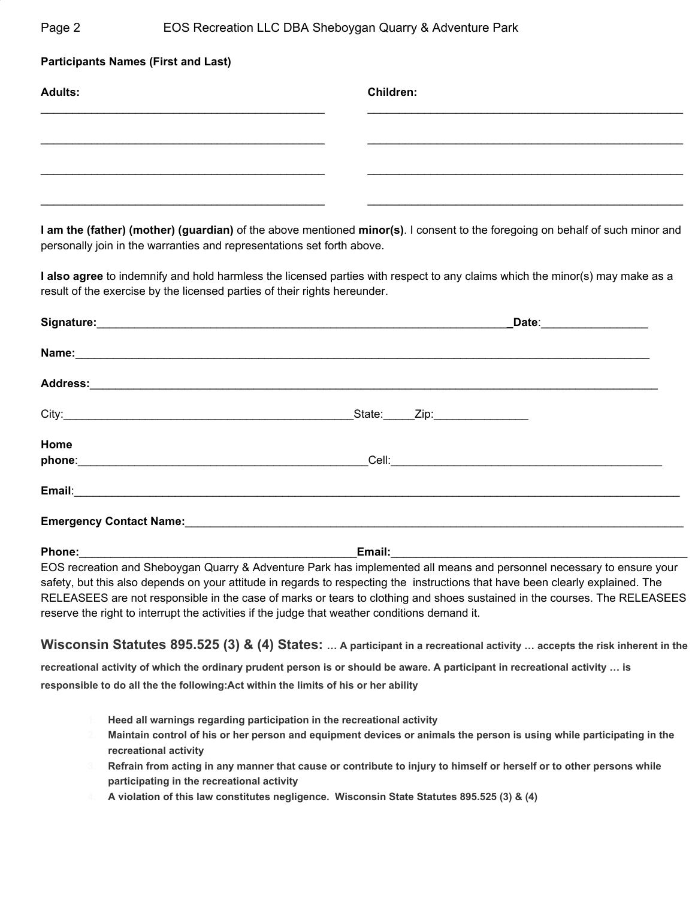**Participants Names (First and Last)**

| **Adults:** | **Children:** |
| --- | --- |
| ______________________________________________ | ____________________________________________________ |
| ______________________________________________ | ____________________________________________________ |
| ______________________________________________ | ____________________________________________________ |
| ______________________________________________ | ____________________________________________________ |

**I am the (father) (mother) (guardian)** of the above mentioned **minor(s)**. I consent to the foregoing on behalf of such minor and personally join in the warranties and representations set forth above.

**I also agree** to indemnify and hold harmless the licensed parties with respect to any claims which the minor(s) may make as a result of the exercise by the licensed parties of their rights hereunder.

**Signature:**___________________________________________________________________**Date**:_________________

**Name:**___________________________________________________________________________________________

**Address:**_________________________________________________________________________________________

City:_______________________________________________State:_____Zip:_______________

**Home phone**:_______________________________________________Cell:____________________________________________

**Email**:___________________________________________________________________________________________________

**Emergency Contact Name:**__________________________________________________________________________

**Phone:**____________________________________________**Email:**_______________________________________________

EOS recreation and Sheboygan Quarry & Adventure Park has implemented all means and personnel necessary to ensure your safety, but this also depends on your attitude in regards to respecting the instructions that have been clearly explained. The RELEASEES are not responsible in the case of marks or tears to clothing and shoes sustained in the courses. The RELEASEES reserve the right to interrupt the activities if the judge that weather conditions demand it.

**Wisconsin Statutes 895.525 (3) & (4) States:** **… A participant in a recreational activity … accepts the risk inherent in the recreational activity of which the ordinary prudent person is or should be aware. A participant in recreational activity … is responsible to do all the the following:Act within the limits of his or her ability**

1. **Heed all warnings regarding participation in the recreational activity**
2. **Maintain control of his or her person and equipment devices or animals the person is using while participating in the recreational activity**
3. **Refrain from acting in any manner that cause or contribute to injury to himself or herself or to other persons while participating in the recreational activity**
4. **A violation of this law constitutes negligence. Wisconsin State Statutes 895.525 (3) & (4)**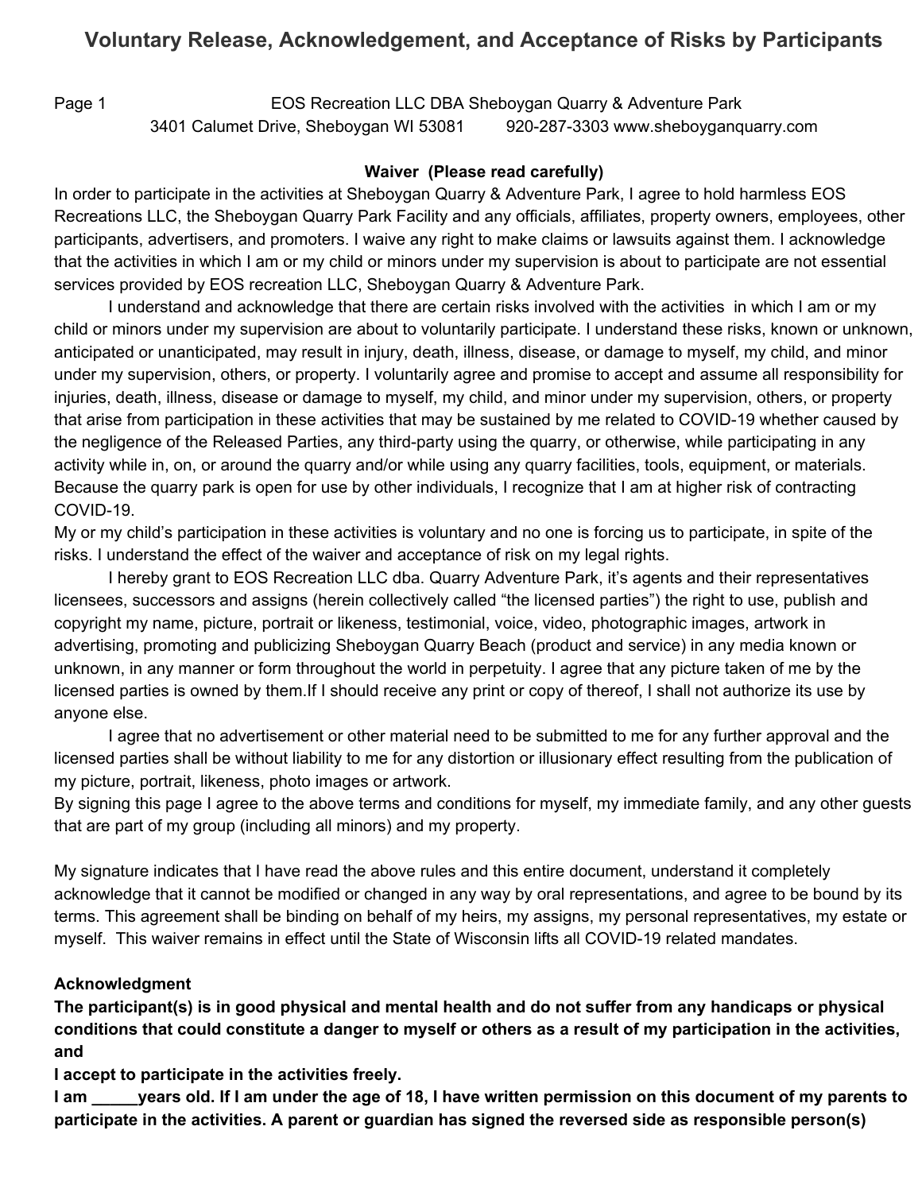# Voluntary Release, Acknowledgement, and Acceptance of Risks by Participants

Page 1 EOS Recreation LLC DBA Sheboygan Quarry & Adventure Park
3401 Calumet Drive, Sheboygan WI 53081 920-287-3303 www.sheboyganquarry.com

**Waiver (Please read carefully)**

In order to participate in the activities at Sheboygan Quarry & Adventure Park, I agree to hold harmless EOS Recreations LLC, the Sheboygan Quarry Park Facility and any officials, affiliates, property owners, employees, other participants, advertisers, and promoters. I waive any right to make claims or lawsuits against them. I acknowledge that the activities in which I am or my child or minors under my supervision is about to participate are not essential services provided by EOS recreation LLC, Sheboygan Quarry & Adventure Park.

I understand and acknowledge that there are certain risks involved with the activities in which I am or my child or minors under my supervision are about to voluntarily participate. I understand these risks, known or unknown, anticipated or unanticipated, may result in injury, death, illness, disease, or damage to myself, my child, and minor under my supervision, others, or property. I voluntarily agree and promise to accept and assume all responsibility for injuries, death, illness, disease or damage to myself, my child, and minor under my supervision, others, or property that arise from participation in these activities that may be sustained by me related to COVID-19 whether caused by the negligence of the Released Parties, any third-party using the quarry, or otherwise, while participating in any activity while in, on, or around the quarry and/or while using any quarry facilities, tools, equipment, or materials. Because the quarry park is open for use by other individuals, I recognize that I am at higher risk of contracting COVID-19.

My or my child's participation in these activities is voluntary and no one is forcing us to participate, in spite of the risks. I understand the effect of the waiver and acceptance of risk on my legal rights.

I hereby grant to EOS Recreation LLC dba. Quarry Adventure Park, it's agents and their representatives licensees, successors and assigns (herein collectively called "the licensed parties") the right to use, publish and copyright my name, picture, portrait or likeness, testimonial, voice, video, photographic images, artwork in advertising, promoting and publicizing Sheboygan Quarry Beach (product and service) in any media known or unknown, in any manner or form throughout the world in perpetuity. I agree that any picture taken of me by the licensed parties is owned by them.If I should receive any print or copy of thereof, I shall not authorize its use by anyone else.

I agree that no advertisement or other material need to be submitted to me for any further approval and the licensed parties shall be without liability to me for any distortion or illusionary effect resulting from the publication of my picture, portrait, likeness, photo images or artwork.

By signing this page I agree to the above terms and conditions for myself, my immediate family, and any other guests that are part of my group (including all minors) and my property.

My signature indicates that I have read the above rules and this entire document, understand it completely acknowledge that it cannot be modified or changed in any way by oral representations, and agree to be bound by its terms. This agreement shall be binding on behalf of my heirs, my assigns, my personal representatives, my estate or myself. This waiver remains in effect until the State of Wisconsin lifts all COVID-19 related mandates.

**Acknowledgment**

**The participant(s) is in good physical and mental health and do not suffer from any handicaps or physical conditions that could constitute a danger to myself or others as a result of my participation in the activities, and**

**I accept to participate in the activities freely.**

**I am _____years old. If I am under the age of 18, I have written permission on this document of my parents to participate in the activities. A parent or guardian has signed the reversed side as responsible person(s)**